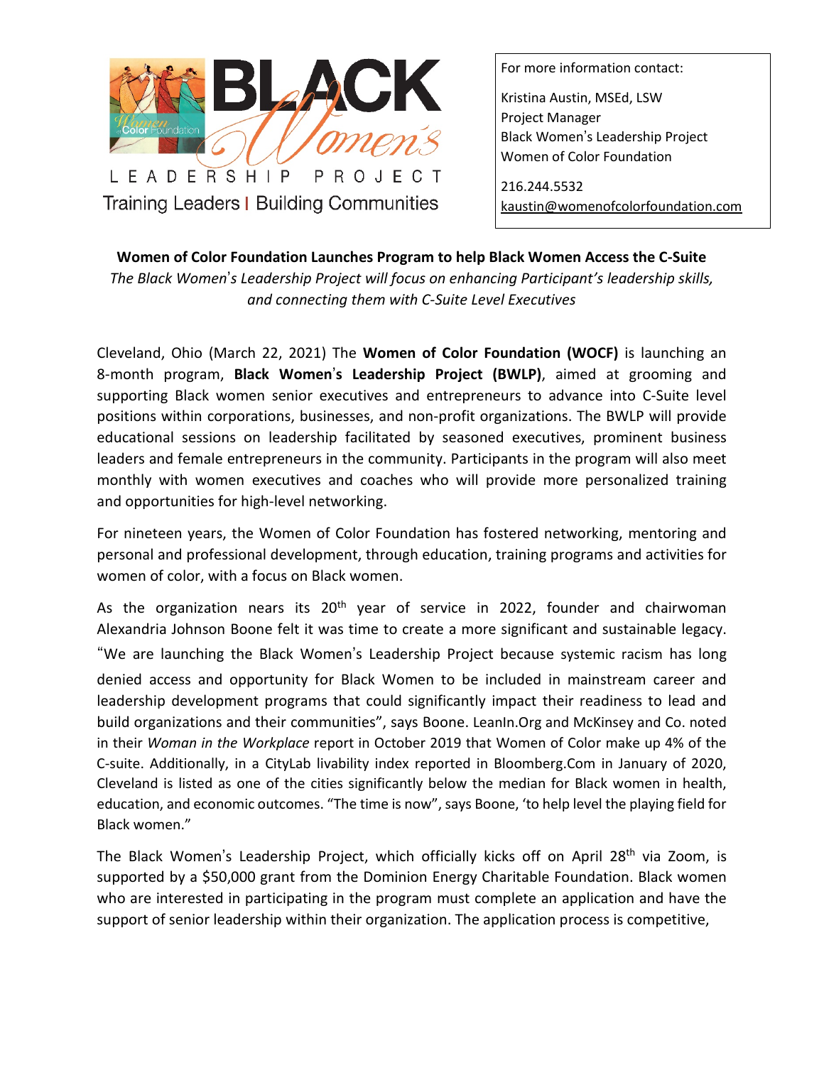BLACK Women's LEADERSHIP PROJECT

Training Leaders | Building Communities

For more information contact:

Kristina Austin, MSEd, LSW
Project Manager
Black Women's Leadership Project
Women of Color Foundation

216.244.5532
kaustin@womenofcolorfoundation.com

**Women of Color Foundation Launches Program to help Black Women Access the C-Suite**

*The Black Women's Leadership Project will focus on enhancing Participant's leadership skills, and connecting them with C-Suite Level Executives*

Cleveland, Ohio (March 22, 2021) The **Women of Color Foundation (WOCF)** is launching an 8-month program, **Black Women's Leadership Project (BWLP)**, aimed at grooming and supporting Black women senior executives and entrepreneurs to advance into C-Suite level positions within corporations, businesses, and non-profit organizations. The BWLP will provide educational sessions on leadership facilitated by seasoned executives, prominent business leaders and female entrepreneurs in the community. Participants in the program will also meet monthly with women executives and coaches who will provide more personalized training and opportunities for high-level networking.

For nineteen years, the Women of Color Foundation has fostered networking, mentoring and personal and professional development, through education, training programs and activities for women of color, with a focus on Black women.

As the organization nears its 20th year of service in 2022, founder and chairwoman Alexandria Johnson Boone felt it was time to create a more significant and sustainable legacy. "We are launching the Black Women's Leadership Project because systemic racism has long denied access and opportunity for Black Women to be included in mainstream career and leadership development programs that could significantly impact their readiness to lead and build organizations and their communities", says Boone. LeanIn.Org and McKinsey and Co. noted in their *Woman in the Workplace* report in October 2019 that Women of Color make up 4% of the C-suite. Additionally, in a CityLab livability index reported in Bloomberg.Com in January of 2020, Cleveland is listed as one of the cities significantly below the median for Black women in health, education, and economic outcomes. "The time is now", says Boone, 'to help level the playing field for Black women."

The Black Women's Leadership Project, which officially kicks off on April 28th via Zoom, is supported by a $50,000 grant from the Dominion Energy Charitable Foundation. Black women who are interested in participating in the program must complete an application and have the support of senior leadership within their organization. The application process is competitive,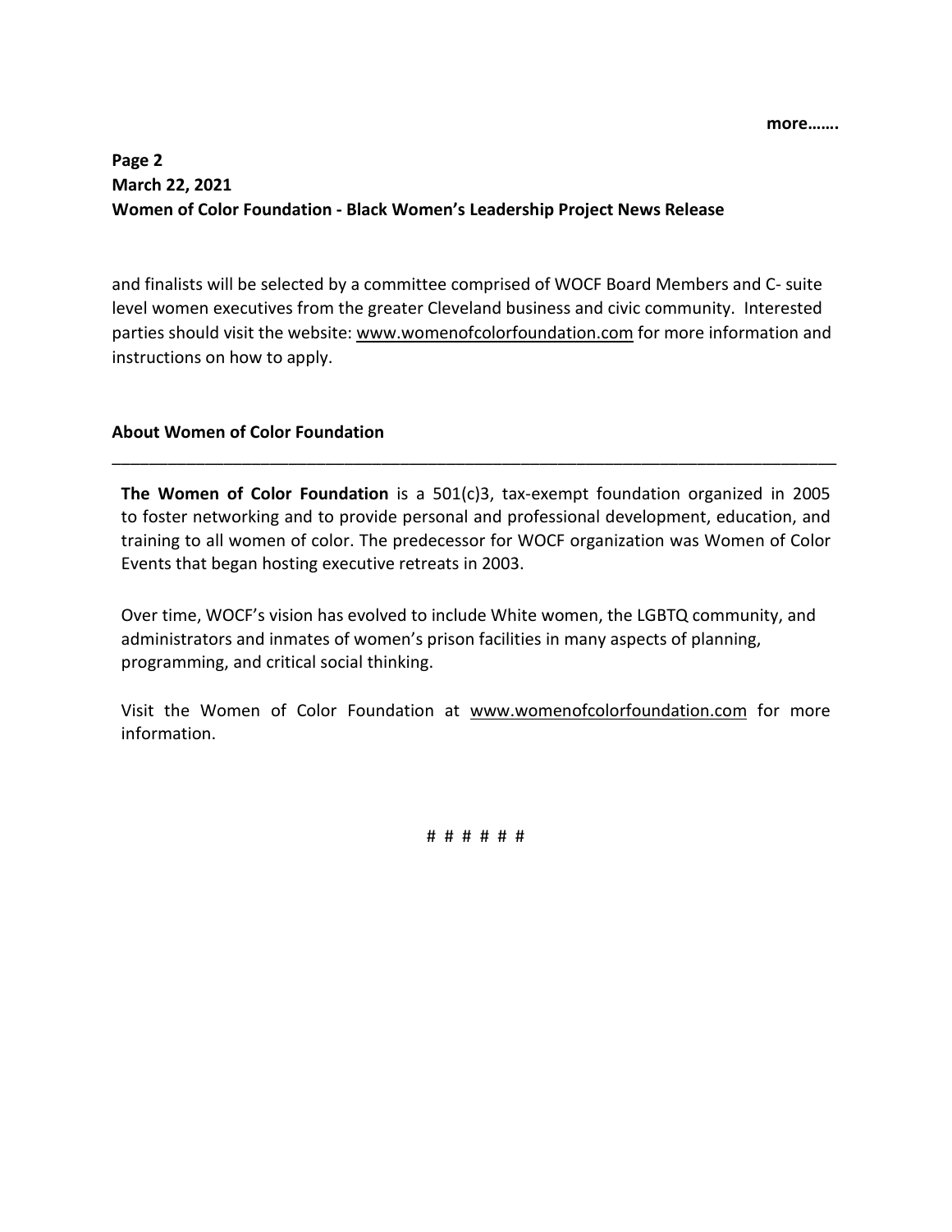and finalists will be selected by a committee comprised of WOCF Board Members and C- suite level women executives from the greater Cleveland business and civic community. Interested parties should visit the website: www.womenofcolorfoundation.com for more information and instructions on how to apply.

**About Women of Color Foundation**

---

**The Women of Color Foundation** is a 501(c)3, tax-exempt foundation organized in 2005 to foster networking and to provide personal and professional development, education, and training to all women of color. The predecessor for WOCF organization was Women of Color Events that began hosting executive retreats in 2003.

Over time, WOCF's vision has evolved to include White women, the LGBTQ community, and administrators and inmates of women's prison facilities in many aspects of planning, programming, and critical social thinking.

Visit the Women of Color Foundation at www.womenofcolorfoundation.com for more information.

# # # # # #